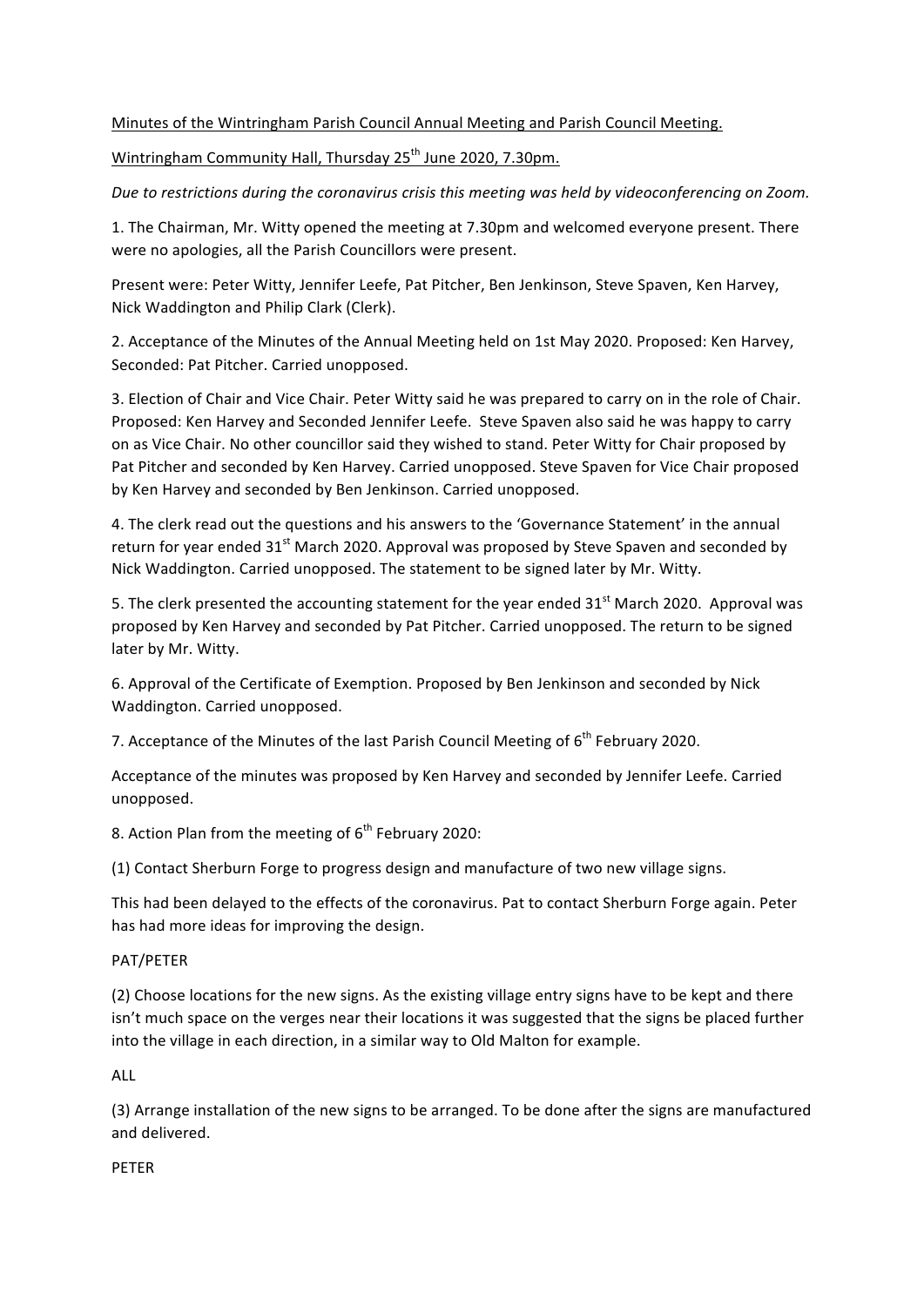Minutes of the Wintringham Parish Council Annual Meeting and Parish Council Meeting.

Wintringham Community Hall, Thursday 25th June 2020, 7.30pm.

*Due to restrictions during the coronavirus crisis this meeting was held by videoconferencing on Zoom.*

1. The Chairman, Mr. Witty opened the meeting at 7.30pm and welcomed everyone present. There were no apologies, all the Parish Councillors were present.

Present were: Peter Witty, Jennifer Leefe, Pat Pitcher, Ben Jenkinson, Steve Spaven, Ken Harvey, Nick Waddington and Philip Clark (Clerk).

2. Acceptance of the Minutes of the Annual Meeting held on 1st May 2020. Proposed: Ken Harvey, Seconded: Pat Pitcher. Carried unopposed.

3. Election of Chair and Vice Chair. Peter Witty said he was prepared to carry on in the role of Chair. Proposed: Ken Harvey and Seconded Jennifer Leefe. Steve Spaven also said he was happy to carry on as Vice Chair. No other councillor said they wished to stand. Peter Witty for Chair proposed by Pat Pitcher and seconded by Ken Harvey. Carried unopposed. Steve Spaven for Vice Chair proposed by Ken Harvey and seconded by Ben Jenkinson. Carried unopposed.

4. The clerk read out the questions and his answers to the 'Governance Statement' in the annual return for year ended 31st March 2020. Approval was proposed by Steve Spaven and seconded by Nick Waddington. Carried unopposed. The statement to be signed later by Mr. Witty.

5. The clerk presented the accounting statement for the year ended 31st March 2020. Approval was proposed by Ken Harvey and seconded by Pat Pitcher. Carried unopposed. The return to be signed later by Mr. Witty.

6. Approval of the Certificate of Exemption. Proposed by Ben Jenkinson and seconded by Nick Waddington. Carried unopposed.

7. Acceptance of the Minutes of the last Parish Council Meeting of 6th February 2020.

Acceptance of the minutes was proposed by Ken Harvey and seconded by Jennifer Leefe. Carried unopposed.

8. Action Plan from the meeting of 6th February 2020:

(1) Contact Sherburn Forge to progress design and manufacture of two new village signs.

This had been delayed to the effects of the coronavirus. Pat to contact Sherburn Forge again. Peter has had more ideas for improving the design.

PAT/PETER

(2) Choose locations for the new signs. As the existing village entry signs have to be kept and there isn't much space on the verges near their locations it was suggested that the signs be placed further into the village in each direction, in a similar way to Old Malton for example.

ALL

(3) Arrange installation of the new signs to be arranged. To be done after the signs are manufactured and delivered.

PETER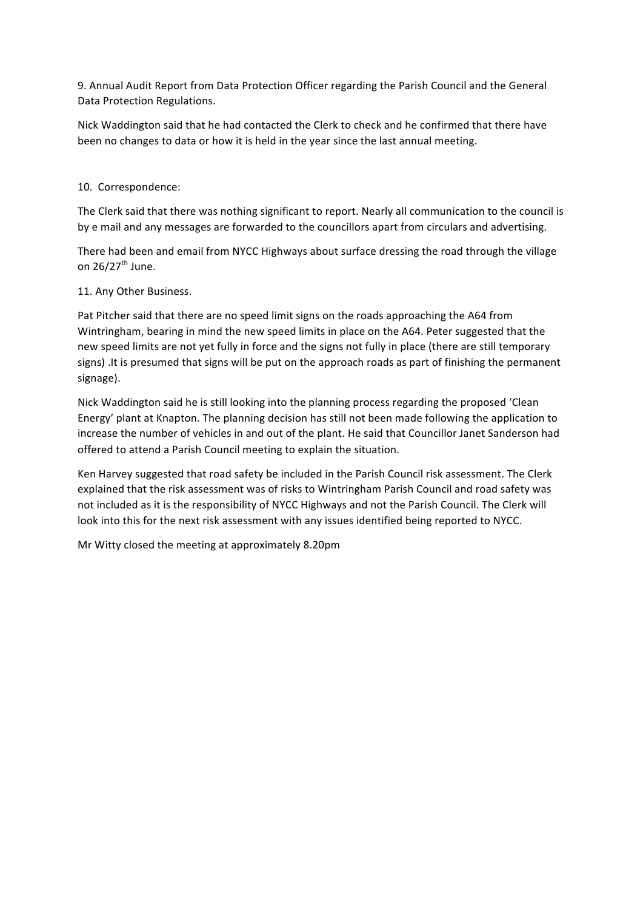9. Annual Audit Report from Data Protection Officer regarding the Parish Council and the General Data Protection Regulations.

Nick Waddington said that he had contacted the Clerk to check and he confirmed that there have been no changes to data or how it is held in the year since the last annual meeting.

10. Correspondence:

The Clerk said that there was nothing significant to report. Nearly all communication to the council is by e mail and any messages are forwarded to the councillors apart from circulars and advertising.

There had been and email from NYCC Highways about surface dressing the road through the village on 26/27th June.

11. Any Other Business.

Pat Pitcher said that there are no speed limit signs on the roads approaching the A64 from Wintringham, bearing in mind the new speed limits in place on the A64. Peter suggested that the new speed limits are not yet fully in force and the signs not fully in place (there are still temporary signs) .It is presumed that signs will be put on the approach roads as part of finishing the permanent signage).

Nick Waddington said he is still looking into the planning process regarding the proposed 'Clean Energy' plant at Knapton. The planning decision has still not been made following the application to increase the number of vehicles in and out of the plant. He said that Councillor Janet Sanderson had offered to attend a Parish Council meeting to explain the situation.

Ken Harvey suggested that road safety be included in the Parish Council risk assessment. The Clerk explained that the risk assessment was of risks to Wintringham Parish Council and road safety was not included as it is the responsibility of NYCC Highways and not the Parish Council. The Clerk will look into this for the next risk assessment with any issues identified being reported to NYCC.

Mr Witty closed the meeting at approximately 8.20pm